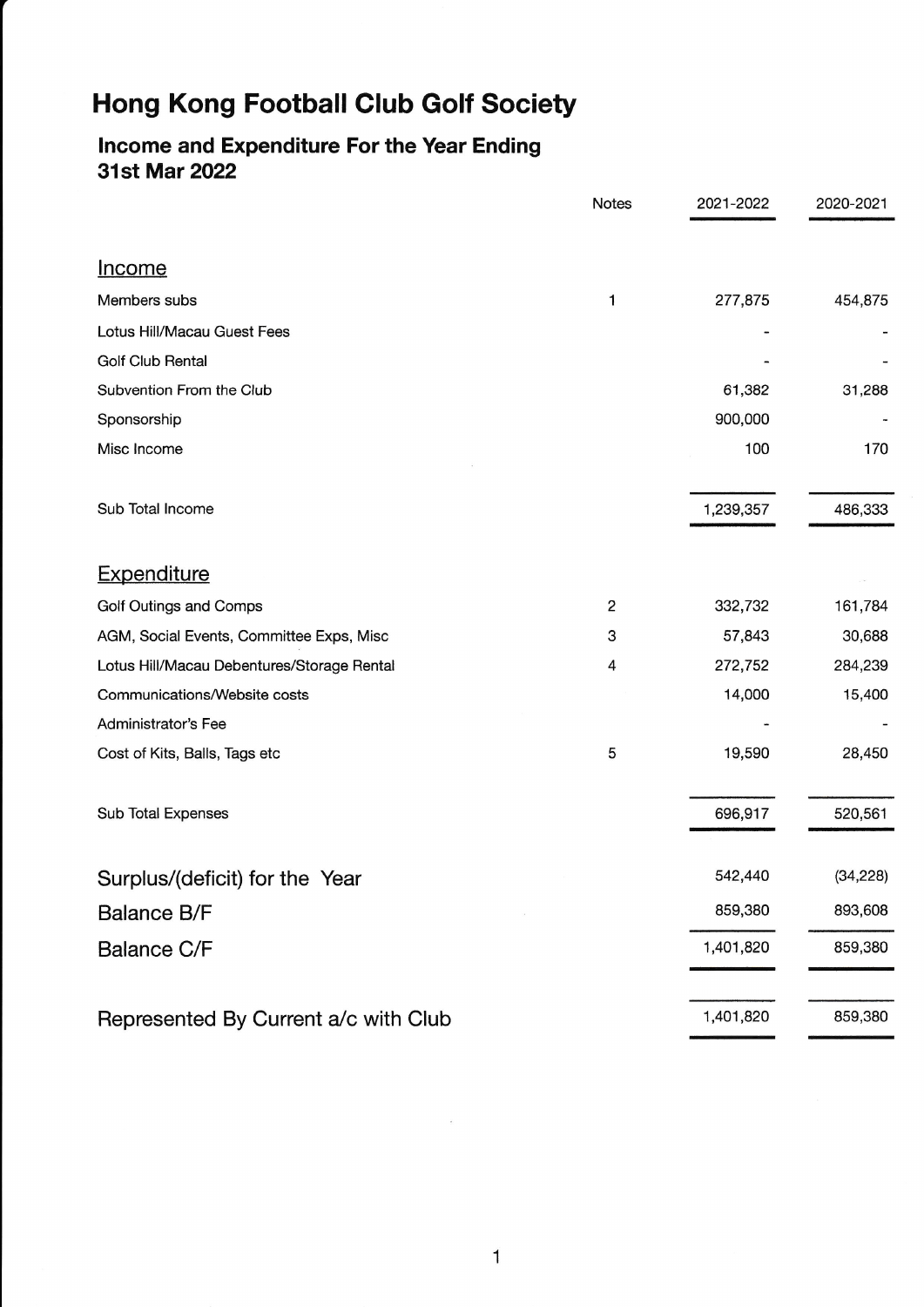# Hong Kong Football Club Golf Society

## Income and Expenditure For the Year Ending 31st Mar 2022

| | Notes | 2021-2022 | 2020-2021 |
|---|---|---|---|
| **Income** | | | |
| Members subs | 1 | 277,875 | 454,875 |
| Lotus Hill/Macau Guest Fees | | - | - |
| Golf Club Rental | | - | - |
| Subvention From the Club | | 61,382 | 31,288 |
| Sponsorship | | 900,000 | - |
| Misc Income | | 100 | 170 |
| Sub Total Income | | 1,239,357 | 486,333 |
| **Expenditure** | | | |
| Golf Outings and Comps | 2 | 332,732 | 161,784 |
| AGM, Social Events, Committee Exps, Misc | 3 | 57,843 | 30,688 |
| Lotus Hill/Macau Debentures/Storage Rental | 4 | 272,752 | 284,239 |
| Communications/Website costs | | 14,000 | 15,400 |
| Administrator's Fee | | - | - |
| Cost of Kits, Balls, Tags etc | 5 | 19,590 | 28,450 |
| Sub Total Expenses | | 696,917 | 520,561 |
| Surplus/(deficit) for the Year | | 542,440 | (34,228) |
| Balance B/F | | 859,380 | 893,608 |
| Balance C/F | | 1,401,820 | 859,380 |
| Represented By Current a/c with Club | | 1,401,820 | 859,380 |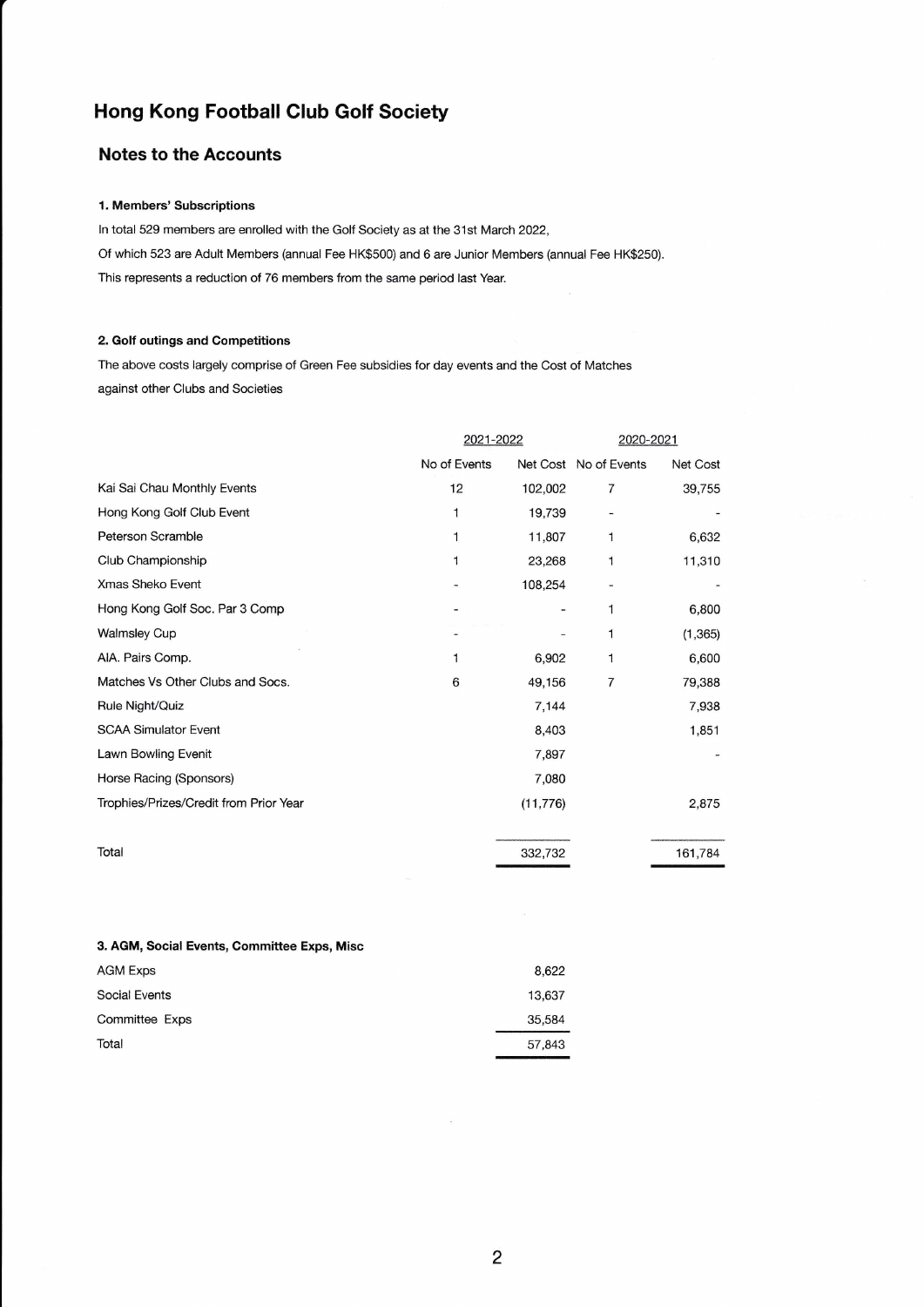# Hong Kong Football Club Golf Society

## Notes to the Accounts

### 1. Members' Subscriptions

In total 529 members are enrolled with the Golf Society as at the 31st March 2022,

Of which 523 are Adult Members (annual Fee HK$500) and 6 are Junior Members (annual Fee HK$250).

This represents a reduction of 76 members from the same period last Year.

### 2. Golf outings and Competitions

The above costs largely comprise of Green Fee subsidies for day events and the Cost of Matches against other Clubs and Societies

| | 2021-2022 | | 2020-2021 | |
|---|---|---|---|---|
| | No of Events | Net Cost | No of Events | Net Cost |
| Kai Sai Chau Monthly Events | 12 | 102,002 | 7 | 39,755 |
| Hong Kong Golf Club Event | 1 | 19,739 | - | - |
| Peterson Scramble | 1 | 11,807 | 1 | 6,632 |
| Club Championship | 1 | 23,268 | 1 | 11,310 |
| Xmas Sheko Event | - | 108,254 | - | - |
| Hong Kong Golf Soc. Par 3 Comp | - | - | 1 | 6,800 |
| Walmsley Cup | - | - | 1 | (1,365) |
| AIA. Pairs Comp. | 1 | 6,902 | 1 | 6,600 |
| Matches Vs Other Clubs and Socs. | 6 | 49,156 | 7 | 79,388 |
| Rule Night/Quiz | | 7,144 | | 7,938 |
| SCAA Simulator Event | | 8,403 | | 1,851 |
| Lawn Bowling Evenit | | 7,897 | | - |
| Horse Racing (Sponsors) | | 7,080 | | |
| Trophies/Prizes/Credit from Prior Year | | (11,776) | | 2,875 |
| Total | | 332,732 | | 161,784 |

### 3. AGM, Social Events, Committee Exps, Misc

| | |
|---|---|
| AGM Exps | 8,622 |
| Social Events | 13,637 |
| Committee Exps | 35,584 |
| Total | 57,843 |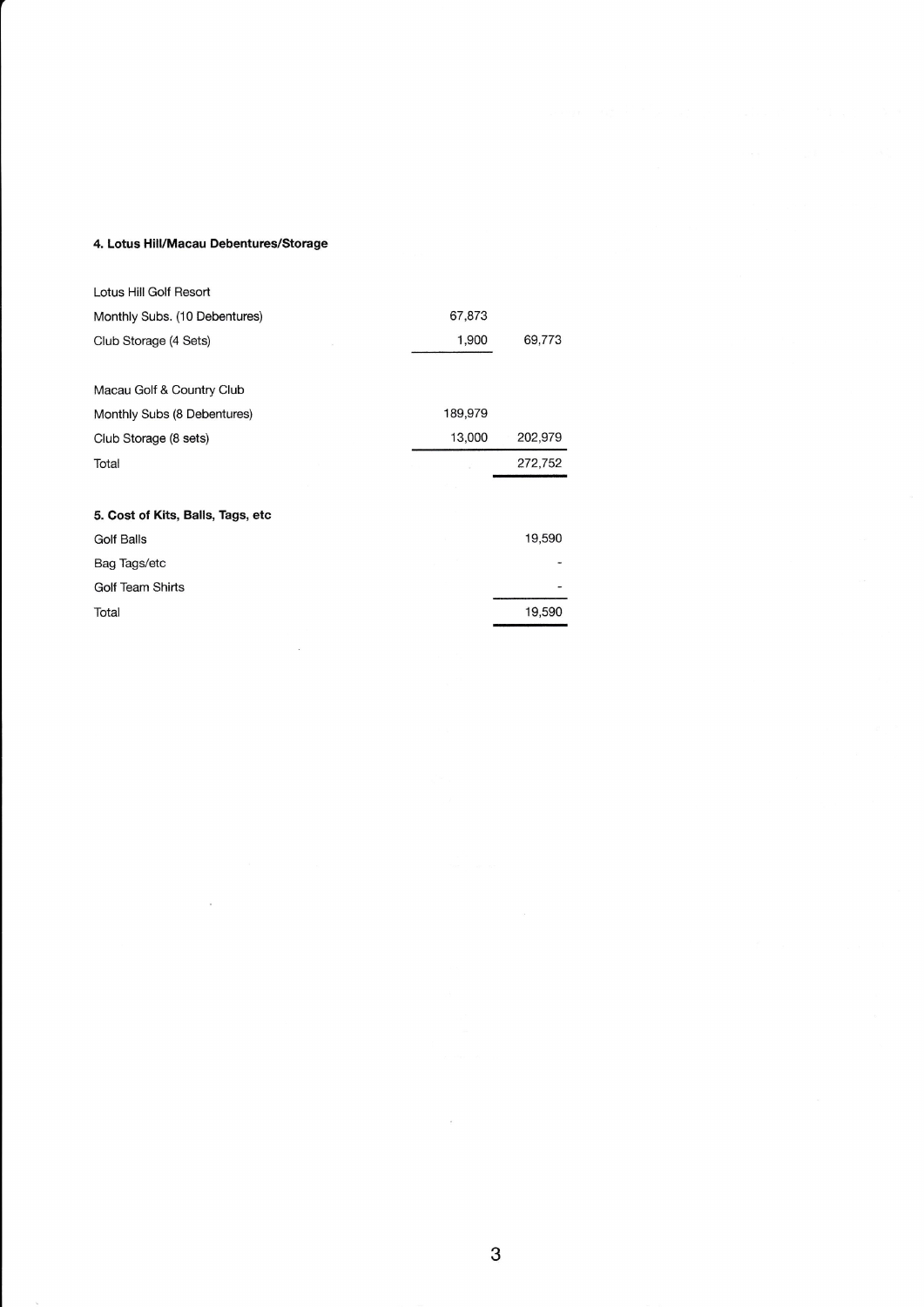#### 4. Lotus Hill/Macau Debentures/Storage

| | | |
|---|---|---|
| Lotus Hill Golf Resort | | |
| Monthly Subs. (10 Debentures) | 67,873 | |
| Club Storage (4 Sets) | 1,900 | 69,773 |
| | | |
| Macau Golf & Country Club | | |
| Monthly Subs (8 Debentures) | 189,979 | |
| Club Storage (8 sets) | 13,000 | 202,979 |
| Total | | 272,752 |

#### 5. Cost of Kits, Balls, Tags, etc

| | |
|---|---|
| Golf Balls | 19,590 |
| Bag Tags/etc | - |
| Golf Team Shirts | - |
| Total | 19,590 |